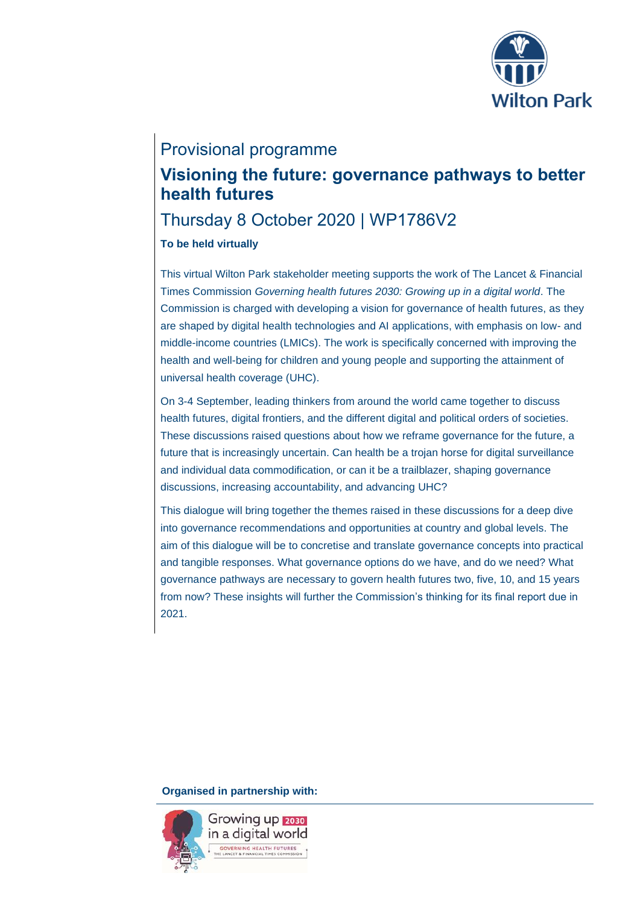Provisional programme

# Visioning the future: governance pathways to better health futures

## Thursday 8 October 2020 | WP1786V2

**To be held virtually**

This virtual Wilton Park stakeholder meeting supports the work of The Lancet & Financial Times Commission *Governing health futures 2030: Growing up in a digital world*. The Commission is charged with developing a vision for governance of health futures, as they are shaped by digital health technologies and AI applications, with emphasis on low- and middle-income countries (LMICs). The work is specifically concerned with improving the health and well-being for children and young people and supporting the attainment of universal health coverage (UHC).

On 3-4 September, leading thinkers from around the world came together to discuss health futures, digital frontiers, and the different digital and political orders of societies. These discussions raised questions about how we reframe governance for the future, a future that is increasingly uncertain. Can health be a trojan horse for digital surveillance and individual data commodification, or can it be a trailblazer, shaping governance discussions, increasing accountability, and advancing UHC?

This dialogue will bring together the themes raised in these discussions for a deep dive into governance recommendations and opportunities at country and global levels. The aim of this dialogue will be to concretise and translate governance concepts into practical and tangible responses. What governance options do we have, and do we need? What governance pathways are necessary to govern health futures two, five, 10, and 15 years from now? These insights will further the Commission's thinking for its final report due in 2021.

**Organised in partnership with:**

Growing up 2030 in a digital world
GOVERNING HEALTH FUTURES
THE LANCET & FINANCIAL TIMES COMMISSION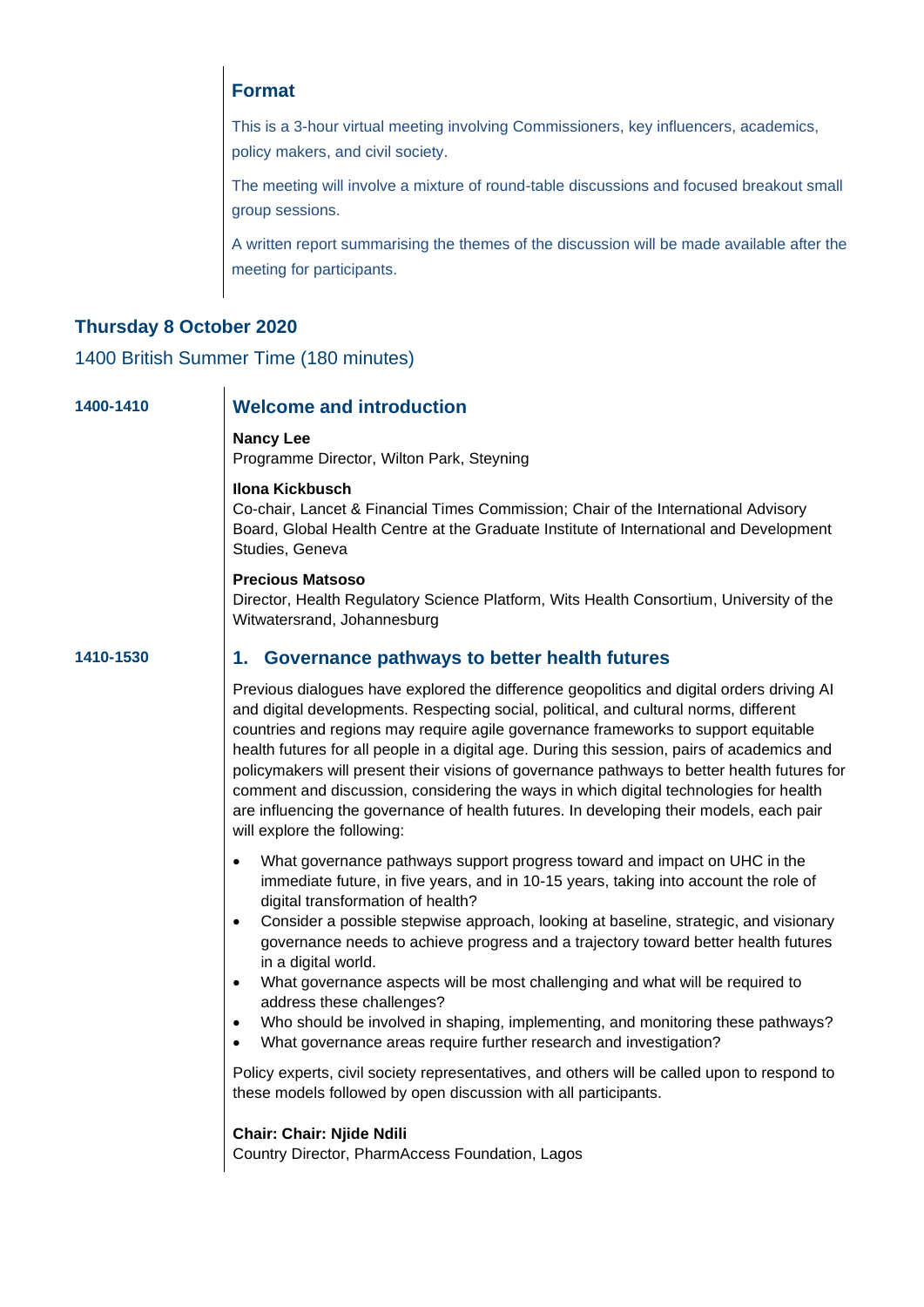## Format

This is a 3-hour virtual meeting involving Commissioners, key influencers, academics, policy makers, and civil society.

The meeting will involve a mixture of round-table discussions and focused breakout small group sessions.

A written report summarising the themes of the discussion will be made available after the meeting for participants.

## Thursday 8 October 2020

1400 British Summer Time (180 minutes)

**1400-1410**

### Welcome and introduction

**Nancy Lee**
Programme Director, Wilton Park, Steyning

**Ilona Kickbusch**
Co-chair, Lancet & Financial Times Commission; Chair of the International Advisory Board, Global Health Centre at the Graduate Institute of International and Development Studies, Geneva

**Precious Matsoso**
Director, Health Regulatory Science Platform, Wits Health Consortium, University of the Witwatersrand, Johannesburg

**1410-1530**

### 1. Governance pathways to better health futures

Previous dialogues have explored the difference geopolitics and digital orders driving AI and digital developments. Respecting social, political, and cultural norms, different countries and regions may require agile governance frameworks to support equitable health futures for all people in a digital age. During this session, pairs of academics and policymakers will present their visions of governance pathways to better health futures for comment and discussion, considering the ways in which digital technologies for health are influencing the governance of health futures. In developing their models, each pair will explore the following:

- What governance pathways support progress toward and impact on UHC in the immediate future, in five years, and in 10-15 years, taking into account the role of digital transformation of health?
- Consider a possible stepwise approach, looking at baseline, strategic, and visionary governance needs to achieve progress and a trajectory toward better health futures in a digital world.
- What governance aspects will be most challenging and what will be required to address these challenges?
- Who should be involved in shaping, implementing, and monitoring these pathways?
- What governance areas require further research and investigation?

Policy experts, civil society representatives, and others will be called upon to respond to these models followed by open discussion with all participants.

**Chair: Chair: Njide Ndili**
Country Director, PharmAccess Foundation, Lagos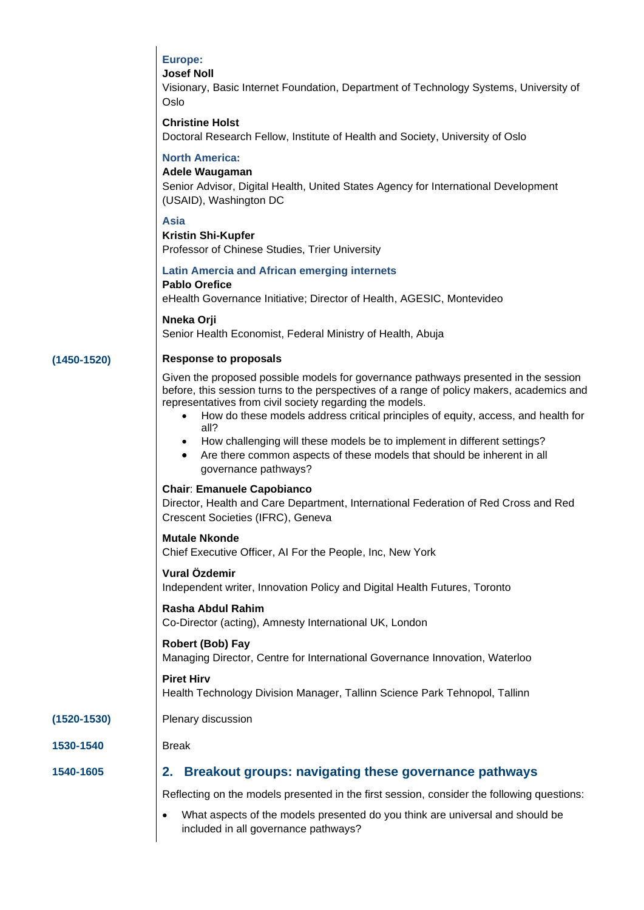**Europe:**

**Josef Noll**
Visionary, Basic Internet Foundation, Department of Technology Systems, University of Oslo

**Christine Holst**
Doctoral Research Fellow, Institute of Health and Society, University of Oslo

**North America:**

**Adele Waugaman**
Senior Advisor, Digital Health, United States Agency for International Development (USAID), Washington DC

**Asia**

**Kristin Shi-Kupfer**
Professor of Chinese Studies, Trier University

**Latin Amercia and African emerging internets**

**Pablo Orefice**
eHealth Governance Initiative; Director of Health, AGESIC, Montevideo

**Nneka Orji**
Senior Health Economist, Federal Ministry of Health, Abuja

**(1450-1520)** **Response to proposals**

Given the proposed possible models for governance pathways presented in the session before, this session turns to the perspectives of a range of policy makers, academics and representatives from civil society regarding the models.

- How do these models address critical principles of equity, access, and health for all?
- How challenging will these models be to implement in different settings?
- Are there common aspects of these models that should be inherent in all governance pathways?

**Chair**: **Emanuele Capobianco**
Director, Health and Care Department, International Federation of Red Cross and Red Crescent Societies (IFRC), Geneva

**Mutale Nkonde**
Chief Executive Officer, AI For the People, Inc, New York

**Vural Özdemir**
Independent writer, Innovation Policy and Digital Health Futures, Toronto

**Rasha Abdul Rahim**
Co-Director (acting), Amnesty International UK, London

**Robert (Bob) Fay**
Managing Director, Centre for International Governance Innovation, Waterloo

**Piret Hirv**
Health Technology Division Manager, Tallinn Science Park Tehnopol, Tallinn

**(1520-1530)** Plenary discussion

**1530-1540** Break

**1540-1605**

## 2. Breakout groups: navigating these governance pathways

Reflecting on the models presented in the first session, consider the following questions:

- What aspects of the models presented do you think are universal and should be included in all governance pathways?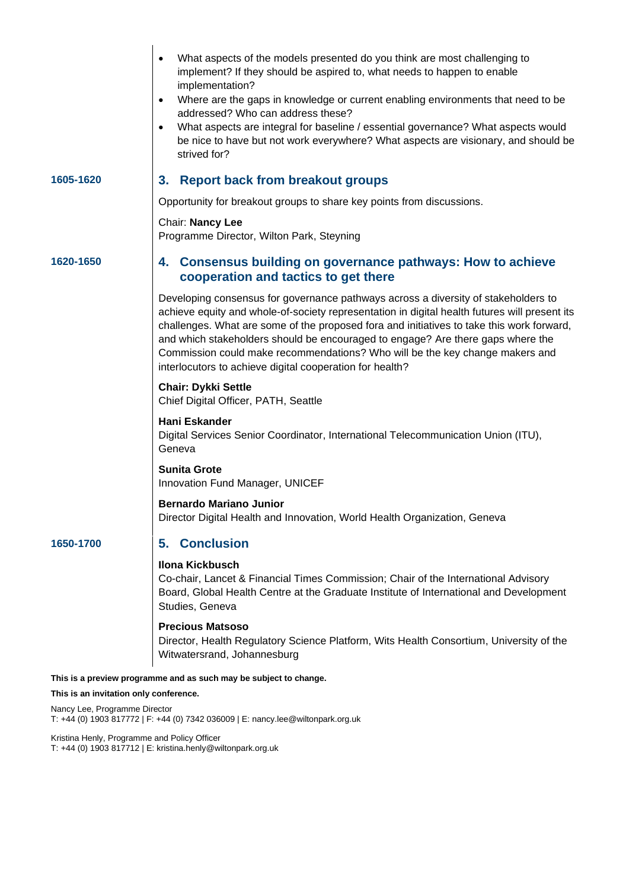- What aspects of the models presented do you think are most challenging to implement? If they should be aspired to, what needs to happen to enable implementation?
- Where are the gaps in knowledge or current enabling environments that need to be addressed? Who can address these?
- What aspects are integral for baseline / essential governance? What aspects would be nice to have but not work everywhere? What aspects are visionary, and should be strived for?

**1605-1620**

## 3. Report back from breakout groups

Opportunity for breakout groups to share key points from discussions.

Chair: **Nancy Lee**
Programme Director, Wilton Park, Steyning

**1620-1650**

## 4. Consensus building on governance pathways: How to achieve cooperation and tactics to get there

Developing consensus for governance pathways across a diversity of stakeholders to achieve equity and whole-of-society representation in digital health futures will present its challenges. What are some of the proposed fora and initiatives to take this work forward, and which stakeholders should be encouraged to engage? Are there gaps where the Commission could make recommendations? Who will be the key change makers and interlocutors to achieve digital cooperation for health?

**Chair: Dykki Settle**
Chief Digital Officer, PATH, Seattle

**Hani Eskander**
Digital Services Senior Coordinator, International Telecommunication Union (ITU), Geneva

**Sunita Grote**
Innovation Fund Manager, UNICEF

**Bernardo Mariano Junior**
Director Digital Health and Innovation, World Health Organization, Geneva

**1650-1700**

## 5. Conclusion

**Ilona Kickbusch**
Co-chair, Lancet & Financial Times Commission; Chair of the International Advisory Board, Global Health Centre at the Graduate Institute of International and Development Studies, Geneva

**Precious Matsoso**
Director, Health Regulatory Science Platform, Wits Health Consortium, University of the Witwatersrand, Johannesburg

**This is a preview programme and as such may be subject to change.**

**This is an invitation only conference.**

Nancy Lee, Programme Director
T: +44 (0) 1903 817772 | F: +44 (0) 7342 036009 | E: nancy.lee@wiltonpark.org.uk

Kristina Henly, Programme and Policy Officer
T: +44 (0) 1903 817712 | E: kristina.henly@wiltonpark.org.uk